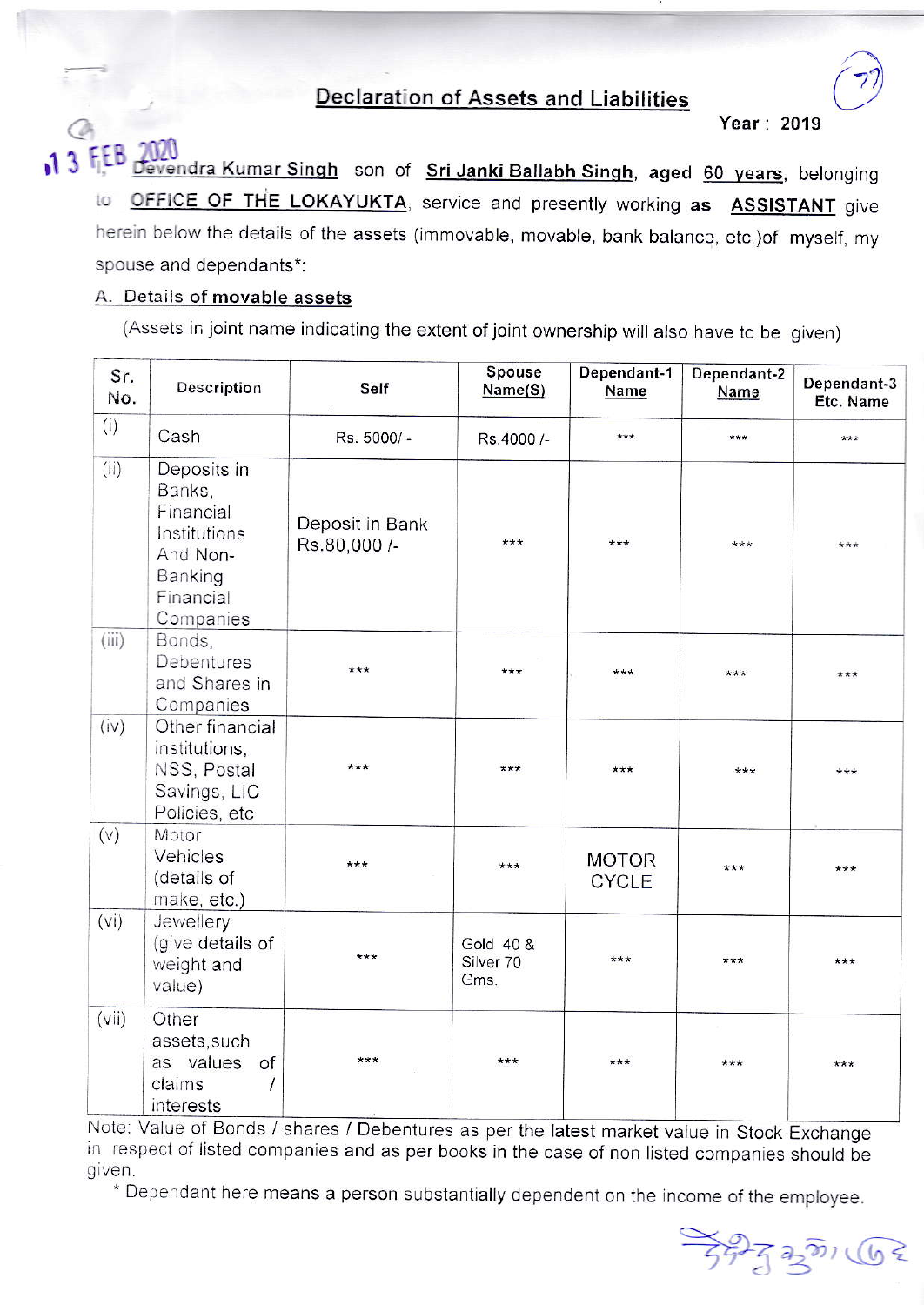# Declaration of Assets and Liabilities

**Year : 2019**

13 FEB 2020

I, Devendra Kumar Singh son of Sri Janki Ballabh Singh, aged 60 years, belonging to OFFICE OF THE LOKAYUKTA, service and presently working as ASSISTANT give herein below the details of the assets (immovable, movable, bank balance, etc.)of myself, my spouse and dependants*:

## A. Details of movable assets

(Assets in joint name indicating the extent of joint ownership will also have to be given)

| Sr. No. | Description | Self | Spouse Name(S) | Dependant-1 Name | Dependant-2 Name | Dependant-3 Etc. Name |
|---|---|---|---|---|---|---|
| (i) | Cash | Rs. 5000/ - | Rs.4000 /- | *** | *** | *** |
| (ii) | Deposits in Banks, Financial Institutions And Non-Banking Financial Companies | Deposit in Bank Rs.80,000 /- | *** | *** | *** | *** |
| (iii) | Bonds, Debentures and Shares in Companies | *** | *** | *** | *** | *** |
| (iv) | Other financial institutions, NSS, Postal Savings, LIC Policies, etc | *** | *** | *** | *** | *** |
| (v) | Motor Vehicles (details of make, etc.) | *** | *** | MOTOR CYCLE | *** | *** |
| (vi) | Jewellery (give details of weight and value) | *** | Gold 40 & Silver 70 Gms. | *** | *** | *** |
| (vii) | Other assets,such as values of claims / interests | *** | *** | *** | *** | *** |

Note: Value of Bonds / shares / Debentures as per the latest market value in Stock Exchange in respect of listed companies and as per books in the case of non listed companies should be given.

\* Dependant here means a person substantially dependent on the income of the employee.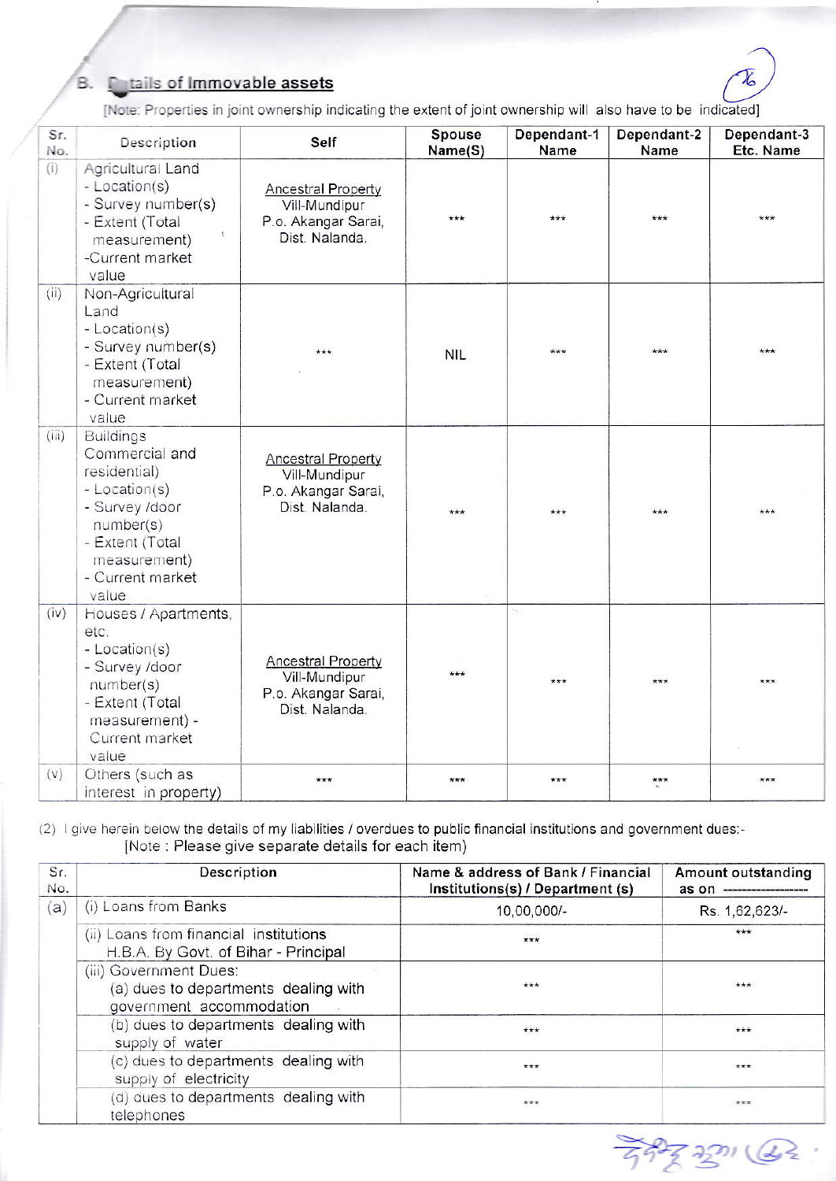## B. Details of Immovable assets

[Note: Properties in joint ownership indicating the extent of joint ownership will also have to be indicated]

| Sr. No. | Description | Self | Spouse Name(S) | Dependant-1 Name | Dependant-2 Name | Dependant-3 Etc. Name |
|---|---|---|---|---|---|---|
| (i) | Agricultural Land - Location(s) - Survey number(s) - Extent (Total measurement) -Current market value | Ancestral Property Vill-Mundipur P.o. Akangar Sarai, Dist. Nalanda. | *** | *** | *** | *** |
| (ii) | Non-Agricultural Land - Location(s) - Survey number(s) - Extent (Total measurement) - Current market value | *** | NIL | *** | *** | *** |
| (iii) | Buildings Commercial and residential) - Location(s) - Survey /door number(s) - Extent (Total measurement) - Current market value | Ancestral Property Vill-Mundipur P.o. Akangar Sarai, Dist. Nalanda. | *** | *** | *** | *** |
| (iv) | Houses / Apartments, etc. - Location(s) - Survey /door number(s) - Extent (Total measurement) - Current market value | Ancestral Property Vill-Mundipur P.o. Akangar Sarai, Dist. Nalanda. | *** | *** | *** | *** |
| (v) | Others (such as interest in property) | *** | *** | *** | *** | *** |

(2) I give herein below the details of my liabilities / overdues to public financial institutions and government dues:-
[Note : Please give separate details for each item)

| Sr. No. | Description | Name & address of Bank / Financial Institutions(s) / Department (s) | Amount outstanding as on ---------------- |
|---|---|---|---|
| (a) | (i) Loans from Banks | 10,00,000/- | Rs. 1,62,623/- |
| | (ii) Loans from financial institutions H.B.A. By Govt. of Bihar - Principal | *** | *** |
| | (iii) Government Dues: (a) dues to departments dealing with government accommodation | *** | *** |
| | (b) dues to departments dealing with supply of water | *** | *** |
| | (c) dues to departments dealing with supply of electricity | *** | *** |
| | (d) dues to departments dealing with telephones | *** | *** |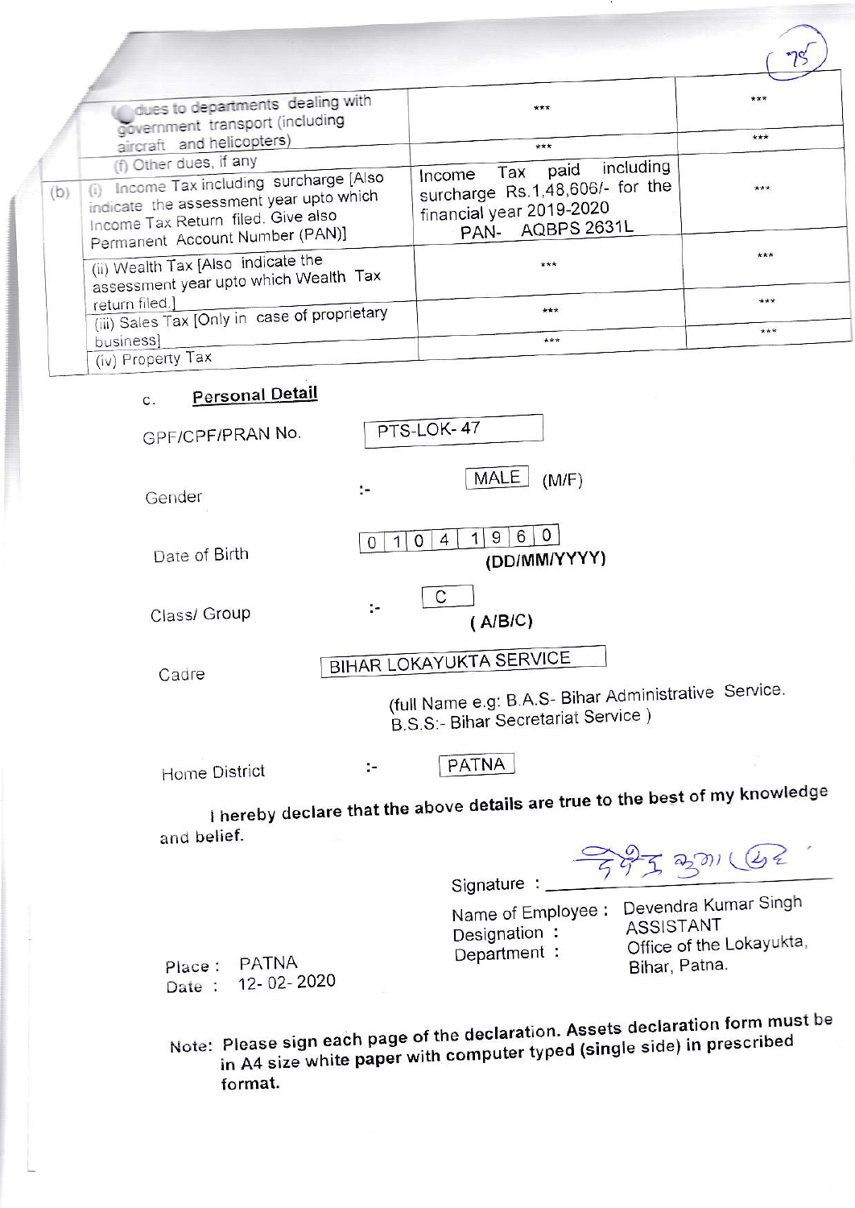| | | | |
|---|---|---|---|
| | (e) dues to departments dealing with government transport (including aircraft and helicopters) | *** | *** |
| | (f) Other dues, if any | *** | *** |
| (b) | (i) Income Tax including surcharge [Also indicate the assessment year upto which Income Tax Return filed. Give also Permanent Account Number (PAN)] | Income Tax paid including surcharge Rs.1,48,606/- for the financial year 2019-2020 PAN- AQBPS 2631L | *** |
| | (ii) Wealth Tax [Also indicate the assessment year upto which Wealth Tax return filed.] | *** | *** |
| | (iii) Sales Tax [Only in case of proprietary business] | *** | *** |
| | (iv) Property Tax | *** | *** |

c. **Personal Detail**

GPF/CPF/PRAN No. PTS-LOK- 47

Gender :- MALE (M/F)

Date of Birth 0 1 0 4 1 9 6 0 (DD/MM/YYYY)

Class/ Group :- C (A/B/C)

Cadre BIHAR LOKAYUKTA SERVICE

(full Name e.g: B.A.S- Bihar Administrative Service. B.S.S:- Bihar Secretariat Service )

Home District :- PATNA

**I hereby declare that the above details are true to the best of my knowledge and belief.**

Signature : देवेन्द्र कुमार सिंह

Name of Employee : Devendra Kumar Singh
Designation : ASSISTANT
Department : Office of the Lokayukta, Bihar, Patna.

Place : PATNA
Date : 12- 02- 2020

**Note: Please sign each page of the declaration. Assets declaration form must be in A4 size white paper with computer typed (single side) in prescribed format.**